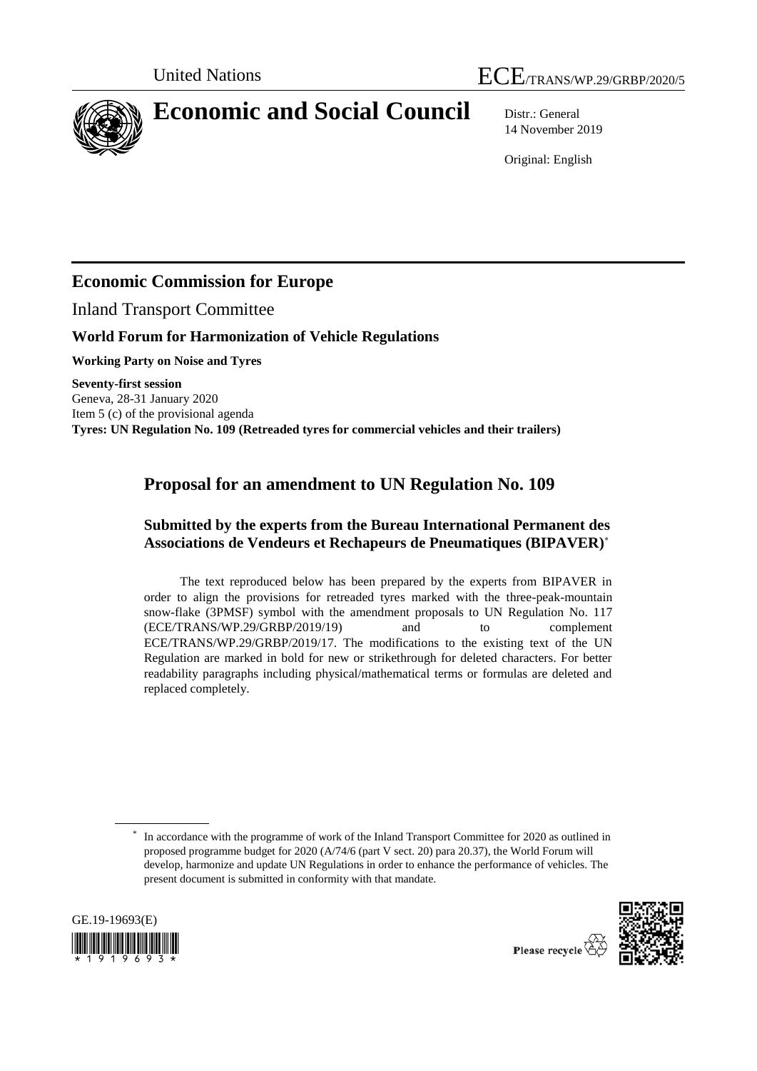United Nations

ECE/TRANS/WP.29/GRBP/2020/5

# Economic and Social Council

Distr.: General
14 November 2019

Original: English

## Economic Commission for Europe

Inland Transport Committee

### World Forum for Harmonization of Vehicle Regulations

**Working Party on Noise and Tyres**

**Seventy-first session**
Geneva, 28-31 January 2020
Item 5 (c) of the provisional agenda
**Tyres: UN Regulation No. 109 (Retreaded tyres for commercial vehicles and their trailers)**

## Proposal for an amendment to UN Regulation No. 109

### Submitted by the experts from the Bureau International Permanent des Associations de Vendeurs et Rechapeurs de Pneumatiques (BIPAVER)*

The text reproduced below has been prepared by the experts from BIPAVER in order to align the provisions for retreaded tyres marked with the three-peak-mountain snow-flake (3PMSF) symbol with the amendment proposals to UN Regulation No. 117 (ECE/TRANS/WP.29/GRBP/2019/19) and to complement ECE/TRANS/WP.29/GRBP/2019/17. The modifications to the existing text of the UN Regulation are marked in bold for new or strikethrough for deleted characters. For better readability paragraphs including physical/mathematical terms or formulas are deleted and replaced completely.

\* In accordance with the programme of work of the Inland Transport Committee for 2020 as outlined in proposed programme budget for 2020 (A/74/6 (part V sect. 20) para 20.37), the World Forum will develop, harmonize and update UN Regulations in order to enhance the performance of vehicles. The present document is submitted in conformity with that mandate.

GE.19-19693(E)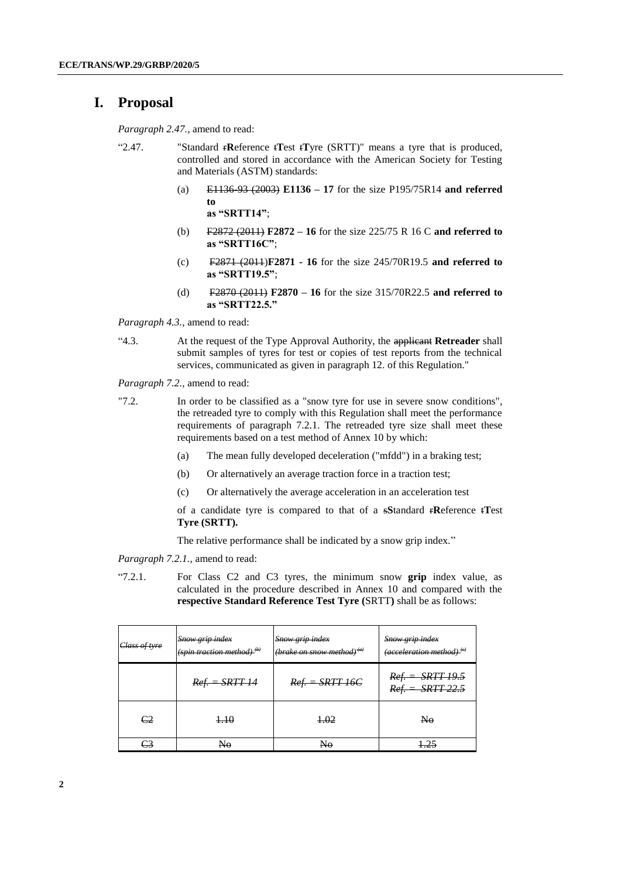# I. Proposal

*Paragraph 2.47.,* amend to read:

"2.47. "Standard ~~r~~**R**eference ~~t~~**T**est ~~t~~**T**yre (SRTT)" means a tyre that is produced, controlled and stored in accordance with the American Society for Testing and Materials (ASTM) standards:

(a) ~~E1136-93 (2003)~~ **E1136 – 17** for the size P195/75R14 **and referred to as "SRTT14"**;

(b) ~~F2872 (2011)~~ **F2872 – 16** for the size 225/75 R 16 C **and referred to as "SRTT16C"**;

(c) ~~F2871 (2011)~~**F2871 - 16** for the size 245/70R19.5 **and referred to as "SRTT19.5"**;

(d) ~~F2870 (2011)~~ **F2870 – 16** for the size 315/70R22.5 **and referred to as "SRTT22.5."**

*Paragraph 4.3.,* amend to read:

"4.3. At the request of the Type Approval Authority, the ~~applicant~~ **Retreader** shall submit samples of tyres for test or copies of test reports from the technical services, communicated as given in paragraph 12. of this Regulation."

*Paragraph 7.2.,* amend to read:

"7.2. In order to be classified as a "snow tyre for use in severe snow conditions", the retreaded tyre to comply with this Regulation shall meet the performance requirements of paragraph 7.2.1. The retreaded tyre size shall meet these requirements based on a test method of Annex 10 by which:

(a) The mean fully developed deceleration ("mfdd") in a braking test;

(b) Or alternatively an average traction force in a traction test;

(c) Or alternatively the average acceleration in an acceleration test

of a candidate tyre is compared to that of a ~~s~~**S**tandard ~~r~~**R**eference ~~t~~**T**est **Tyre (SRTT).**

The relative performance shall be indicated by a snow grip index."

*Paragraph 7.2.1.,* amend to read:

"7.2.1. For Class C2 and C3 tyres, the minimum snow **grip** index value, as calculated in the procedure described in Annex 10 and compared with the **respective Standard Reference Test Tyre (**SRTT**)** shall be as follows:

| ~~*Class of tyre*~~ | ~~*Snow grip index (spin traction method)* [(b)]~~ | ~~*Snow grip index (brake on snow method)* [(a)]~~ | ~~*Snow grip index (acceleration method)* [(c)]~~ |
|---|---|---|---|
| | ~~*Ref. = SRTT 14*~~ | ~~*Ref. = SRTT 16C*~~ | ~~*Ref. = SRTT 19.5*~~ ~~*Ref. = SRTT 22.5*~~ |
| ~~C2~~ | ~~1.10~~ | ~~1.02~~ | ~~No~~ |
| ~~C3~~ | ~~No~~ | ~~No~~ | ~~1.25~~ |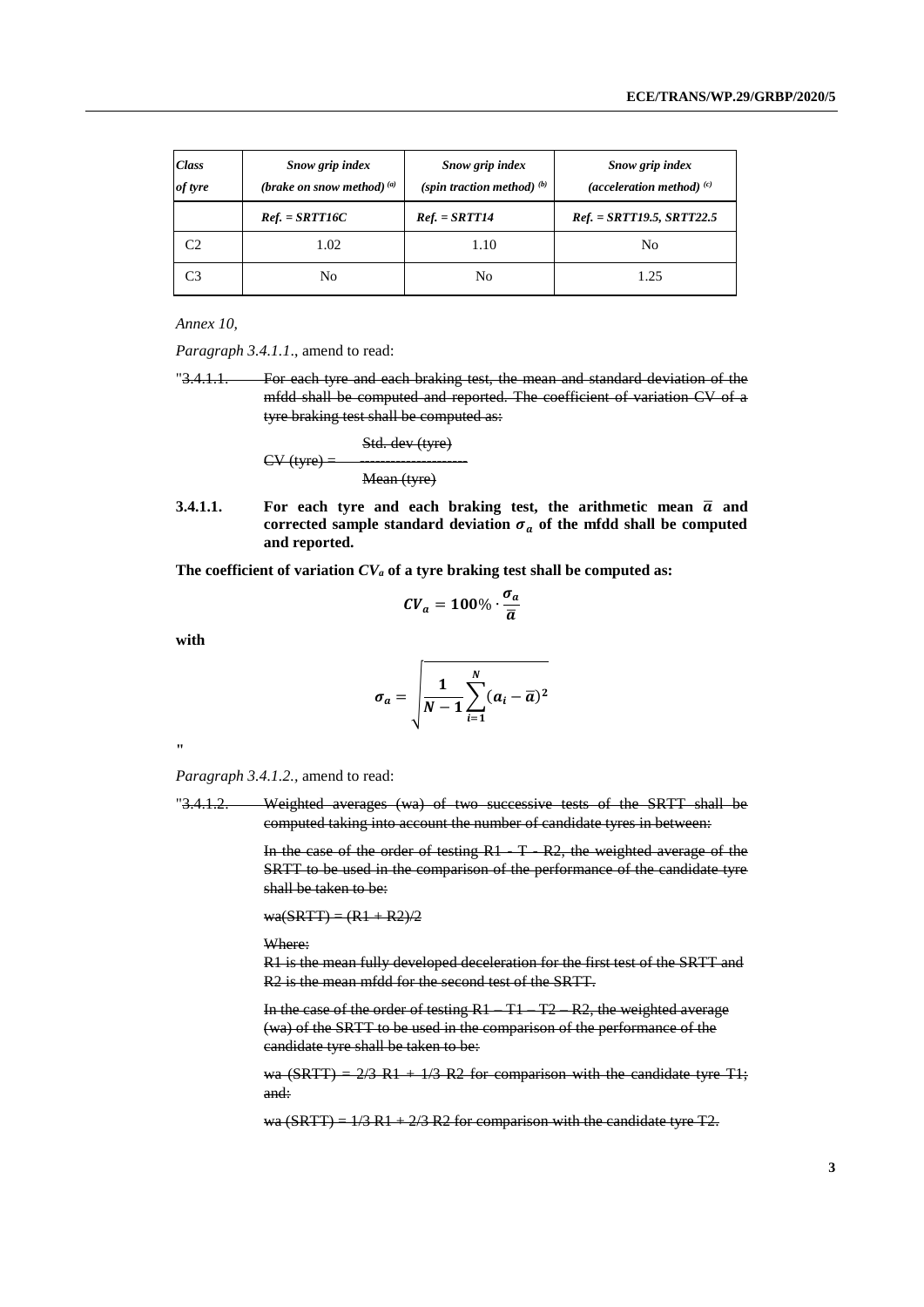| *Class of tyre* | *Snow grip index (brake on snow method)* [(a)] | *Snow grip index (spin traction method)* [(b)] | *Snow grip index (acceleration method)* [(c)] |
|---|---|---|---|
| | ***Ref. = SRTT16C*** | ***Ref. = SRTT14*** | ***Ref. = SRTT19.5, SRTT22.5*** |
| C2 | 1.02 | 1.10 | No |
| C3 | No | No | 1.25 |

*Annex 10,*

*Paragraph 3.4.1.1.*, amend to read:

"~~3.4.1.1. For each tyre and each braking test, the mean and standard deviation of the mfdd shall be computed and reported. The coefficient of variation CV of a tyre braking test shall be computed as:~~

~~CV (tyre) = Std. dev (tyre) / Mean (tyre)~~

**3.4.1.1. For each tyre and each braking test, the arithmetic mean $\bar{a}$ and corrected sample standard deviation $\sigma_a$ of the mfdd shall be computed and reported.**

**The coefficient of variation $CV_a$ of a tyre braking test shall be computed as:**

$$CV_a = 100\% \cdot \frac{\sigma_a}{\bar{a}}$$

**with**

$$\sigma_a = \sqrt{\frac{1}{N-1}\sum_{i=1}^{N}(a_i - \bar{a})^2}$$

"

*Paragraph 3.4.1.2.*, amend to read:

"~~3.4.1.2. Weighted averages (wa) of two successive tests of the SRTT shall be computed taking into account the number of candidate tyres in between:~~

~~In the case of the order of testing R1 - T - R2, the weighted average of the SRTT to be used in the comparison of the performance of the candidate tyre shall be taken to be:~~

~~wa(SRTT) = (R1 + R2)/2~~

~~Where:~~
~~R1 is the mean fully developed deceleration for the first test of the SRTT and R2 is the mean mfdd for the second test of the SRTT.~~

~~In the case of the order of testing R1 – T1 – T2 – R2, the weighted average (wa) of the SRTT to be used in the comparison of the performance of the candidate tyre shall be taken to be:~~

~~wa (SRTT) = 2/3 R1 + 1/3 R2 for comparison with the candidate tyre T1; and:~~

~~wa (SRTT) = 1/3 R1 + 2/3 R2 for comparison with the candidate tyre T2.~~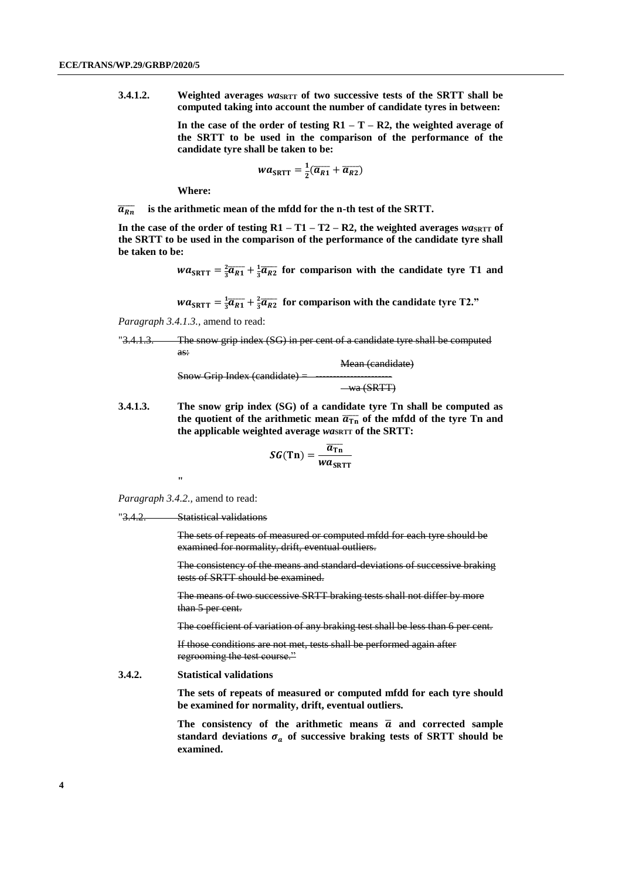**3.4.1.2. Weighted averages $wa_{SRTT}$ of two successive tests of the SRTT shall be computed taking into account the number of candidate tyres in between:**

**In the case of the order of testing R1 – T – R2, the weighted average of the SRTT to be used in the comparison of the performance of the candidate tyre shall be taken to be:**

$$wa_{SRTT} = \frac{1}{2}(\overline{a_{R1}} + \overline{a_{R2}})$$

**Where:**

$\overline{a_{Rn}}$ **is the arithmetic mean of the mfdd for the n-th test of the SRTT.**

**In the case of the order of testing R1 – T1 – T2 – R2, the weighted averages $wa_{SRTT}$ of the SRTT to be used in the comparison of the performance of the candidate tyre shall be taken to be:**

$$wa_{SRTT} = \tfrac{2}{3}\overline{a_{R1}} + \tfrac{1}{3}\overline{a_{R2}}$$ **for comparison with the candidate tyre T1 and**

$$wa_{SRTT} = \tfrac{1}{3}\overline{a_{R1}} + \tfrac{2}{3}\overline{a_{R2}}$$ **for comparison with the candidate tyre T2."**

*Paragraph 3.4.1.3.*, amend to read:

"~~3.4.1.3. The snow grip index (SG) in per cent of a candidate tyre shall be computed as:~~

~~Snow Grip Index (candidate) = Mean (candidate) / wa (SRTT)~~

**3.4.1.3. The snow grip index (SG) of a candidate tyre Tn shall be computed as the quotient of the arithmetic mean $\overline{a_{Tn}}$ of the mfdd of the tyre Tn and the applicable weighted average $wa_{SRTT}$ of the SRTT:**

$$SG(Tn) = \frac{\overline{a_{Tn}}}{wa_{SRTT}}$$

"

*Paragraph 3.4.2.*, amend to read:

"~~3.4.2. Statistical validations~~

~~The sets of repeats of measured or computed mfdd for each tyre should be examined for normality, drift, eventual outliers.~~

~~The consistency of the means and standard-deviations of successive braking tests of SRTT should be examined.~~

~~The means of two successive SRTT braking tests shall not differ by more than 5 per cent.~~

~~The coefficient of variation of any braking test shall be less than 6 per cent.~~

~~If those conditions are not met, tests shall be performed again after regrooming the test course."~~

**3.4.2. Statistical validations**

**The sets of repeats of measured or computed mfdd for each tyre should be examined for normality, drift, eventual outliers.**

**The consistency of the arithmetic means $\overline{a}$ and corrected sample standard deviations $\sigma_a$ of successive braking tests of SRTT should be examined.**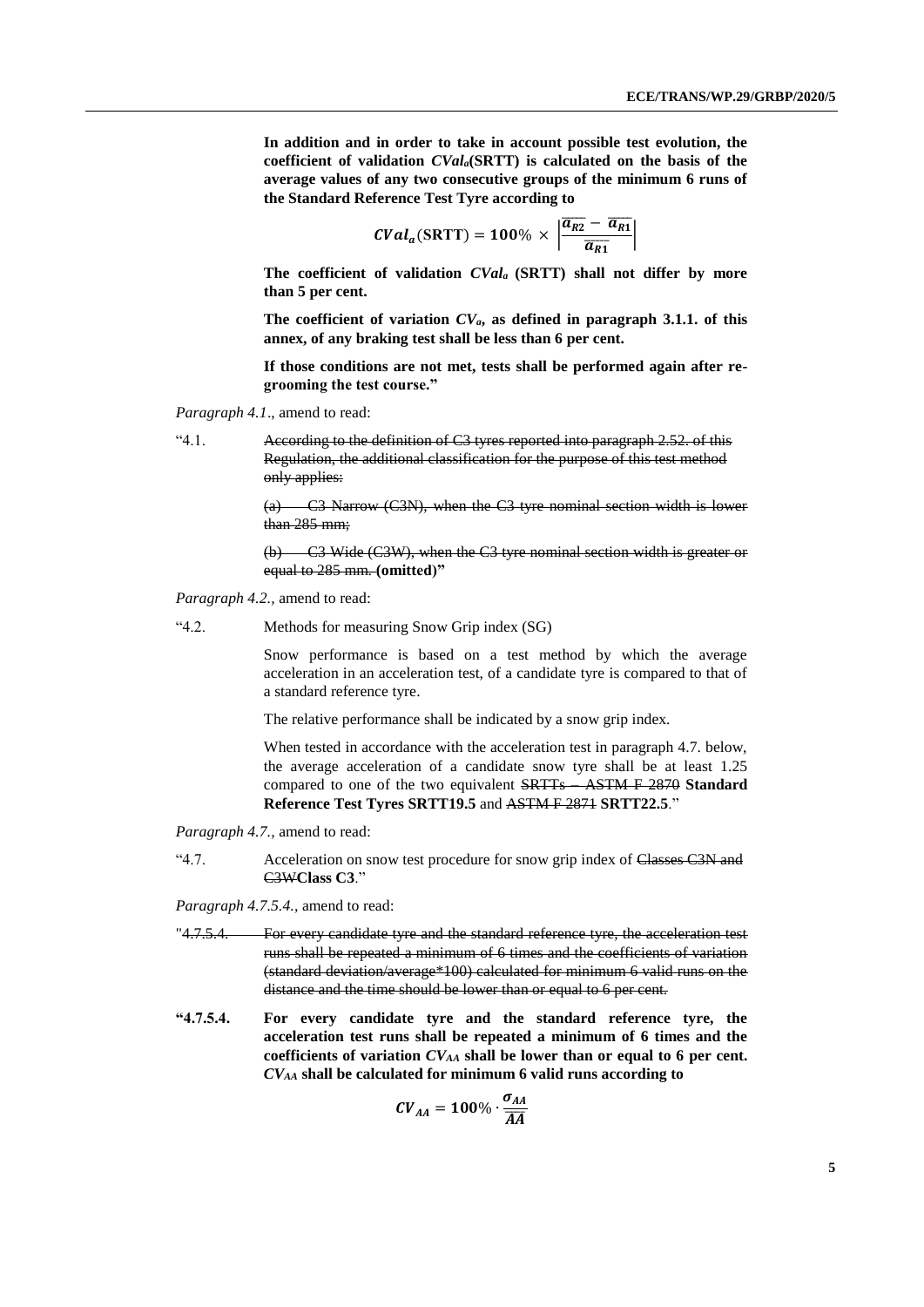**In addition and in order to take in account possible test evolution, the coefficient of validation $CVal_a$(SRTT) is calculated on the basis of the average values of any two consecutive groups of the minimum 6 runs of the Standard Reference Test Tyre according to**

$$\boldsymbol{CVal_a}(\mathbf{SRTT}) = \mathbf{100}\% \times \left|\frac{\overline{a_{R2}} - \overline{a_{R1}}}{\overline{a_{R1}}}\right|$$

**The coefficient of validation $CVal_a$ (SRTT) shall not differ by more than 5 per cent.**

**The coefficient of variation $CV_a$, as defined in paragraph 3.1.1. of this annex, of any braking test shall be less than 6 per cent.**

**If those conditions are not met, tests shall be performed again after re-grooming the test course."**

*Paragraph 4.1*., amend to read:

"4.1. ~~According to the definition of C3 tyres reported into paragraph 2.52. of this Regulation, the additional classification for the purpose of this test method only applies:~~

~~(a) C3 Narrow (C3N), when the C3 tyre nominal section width is lower than 285 mm;~~

~~(b) C3 Wide (C3W), when the C3 tyre nominal section width is greater or equal to 285 mm.~~ **(omitted)"**

*Paragraph 4.2.,* amend to read:

"4.2. Methods for measuring Snow Grip index (SG)

Snow performance is based on a test method by which the average acceleration in an acceleration test, of a candidate tyre is compared to that of a standard reference tyre.

The relative performance shall be indicated by a snow grip index.

When tested in accordance with the acceleration test in paragraph 4.7. below, the average acceleration of a candidate snow tyre shall be at least 1.25 compared to one of the two equivalent ~~SRTTs – ASTM F 2870~~ **Standard Reference Test Tyres SRTT19.5** and ~~ASTM F 2871~~ **SRTT22.5**."

*Paragraph 4.7.,* amend to read:

"4.7. Acceleration on snow test procedure for snow grip index of ~~Classes C3N and C3W~~**Class C3**."

*Paragraph 4.7.5.4.,* amend to read:

"~~4.7.5.4. For every candidate tyre and the standard reference tyre, the acceleration test runs shall be repeated a minimum of 6 times and the coefficients of variation (standard deviation/average\*100) calculated for minimum 6 valid runs on the distance and the time should be lower than or equal to 6 per cent.~~

**"4.7.5.4. For every candidate tyre and the standard reference tyre, the acceleration test runs shall be repeated a minimum of 6 times and the coefficients of variation $CV_{AA}$ shall be lower than or equal to 6 per cent. $CV_{AA}$ shall be calculated for minimum 6 valid runs according to**

$$\boldsymbol{CV_{AA}} = \mathbf{100}\% \cdot \frac{\boldsymbol{\sigma_{AA}}}{\overline{\boldsymbol{AA}}}$$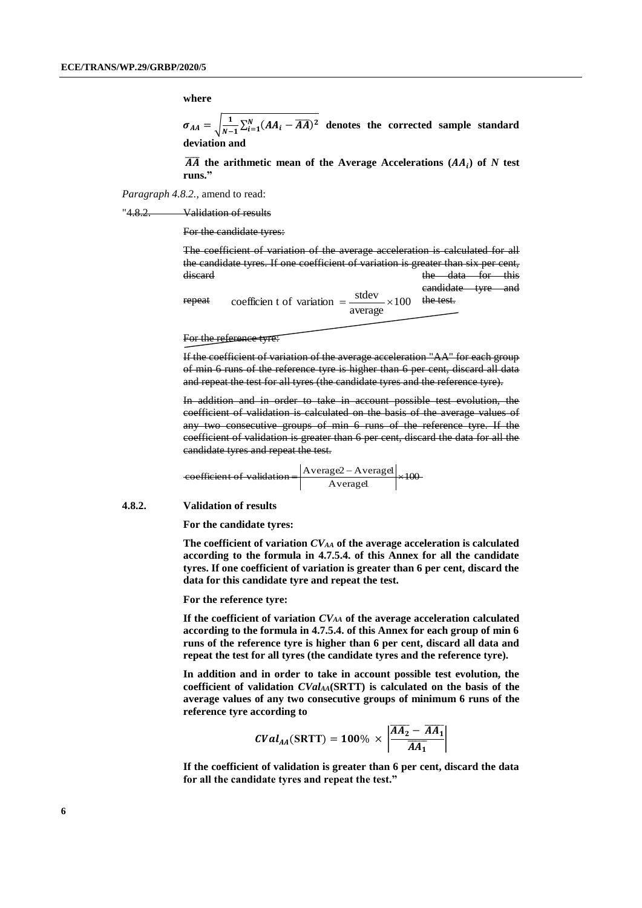**where**

$\boldsymbol{\sigma_{AA} = \sqrt{\frac{1}{N-1}\sum_{i=1}^{N}(AA_i - \overline{AA})^2}}$ **denotes the corrected sample standard deviation and**

$\boldsymbol{\overline{AA}}$ **the arithmetic mean of the Average Accelerations ($\boldsymbol{AA_i}$) of *N* test runs.”**

*Paragraph 4.8.2.,* amend to read:

"~~4.8.2. Validation of results~~

~~For the candidate tyres:~~

~~The coefficient of variation of the average acceleration is calculated for all the candidate tyres. If one coefficient of variation is greater than six per cent, discard the data for this candidate tyre and repeat the test.~~

~~$$\text{coefficient of variation} = \frac{\text{stdev}}{\text{average}} \times 100$$~~

~~For the reference tyre:~~

~~If the coefficient of variation of the average acceleration "AA" for each group of min 6 runs of the reference tyre is higher than 6 per cent, discard all data and repeat the test for all tyres (the candidate tyres and the reference tyre).~~

~~In addition and in order to take in account possible test evolution, the coefficient of validation is calculated on the basis of the average values of any two consecutive groups of min 6 runs of the reference tyre. If the coefficient of validation is greater than 6 per cent, discard the data for all the candidate tyres and repeat the test.~~

~~$$\text{coefficient of validation} = \left|\frac{\text{Average2} - \text{Average1}}{\text{Average1}}\right| \times 100$$~~

**4.8.2. Validation of results**

**For the candidate tyres:**

**The coefficient of variation $\boldsymbol{CV_{AA}}$ of the average acceleration is calculated according to the formula in 4.7.5.4. of this Annex for all the candidate tyres. If one coefficient of variation is greater than 6 per cent, discard the data for this candidate tyre and repeat the test.**

**For the reference tyre:**

**If the coefficient of variation $\boldsymbol{CV_{AA}}$ of the average acceleration calculated according to the formula in 4.7.5.4. of this Annex for each group of min 6 runs of the reference tyre is higher than 6 per cent, discard all data and repeat the test for all tyres (the candidate tyres and the reference tyre).**

**In addition and in order to take in account possible test evolution, the coefficient of validation $\boldsymbol{CVal_{AA}}$(SRTT) is calculated on the basis of the average values of any two consecutive groups of minimum 6 runs of the reference tyre according to**

$$\boldsymbol{CVal_{AA}(\text{SRTT}) = 100\% \times \left|\frac{\overline{AA_2} - \overline{AA_1}}{\overline{AA_1}}\right|}$$

**If the coefficient of validation is greater than 6 per cent, discard the data for all the candidate tyres and repeat the test.”**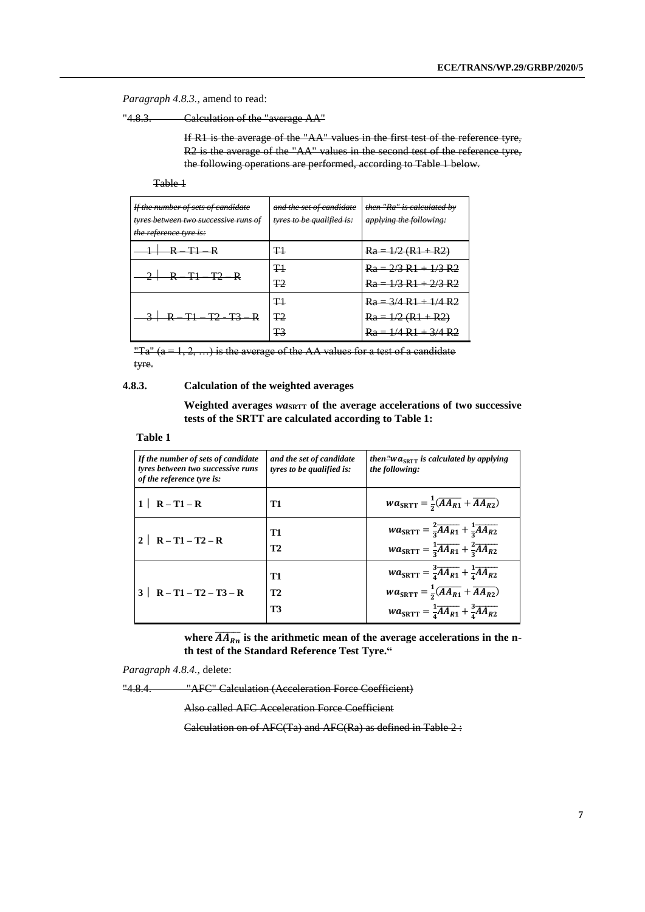*Paragraph 4.8.3.,* amend to read:

"~~4.8.3. Calculation of the "average AA"~~

~~If R1 is the average of the "AA" values in the first test of the reference tyre, R2 is the average of the "AA" values in the second test of the reference tyre, the following operations are performed, according to Table 1 below.~~

~~Table 1~~

| ~~*If the number of sets of candidate tyres between two successive runs of the reference tyre is:*~~ | ~~*and the set of candidate tyres to be qualified is:*~~ | ~~*then "Ra" is calculated by applying the following:*~~ |
|---|---|---|
| ~~1 \| R – T1 – R~~ | ~~T1~~ | ~~Ra = 1/2 (R1 + R2)~~ |
| ~~2 \| R – T1 – T2 – R~~ | ~~T1~~<br>~~T2~~ | ~~Ra = 2/3 R1 + 1/3 R2~~<br>~~Ra = 1/3 R1 + 2/3 R2~~ |
| ~~3 \| R – T1 – T2 - T3 – R~~ | ~~T1~~<br>~~T2~~<br>~~T3~~ | ~~Ra = 3/4 R1 + 1/4 R2~~<br>~~Ra = 1/2 (R1 + R2)~~<br>~~Ra = 1/4 R1 + 3/4 R2~~ |

~~"Ta" (a = 1, 2, …) is the average of the AA values for a test of a candidate tyre.~~

**4.8.3. Calculation of the weighted averages**

**Weighted averages $wa_{\mathrm{SRTT}}$ of the average accelerations of two successive tests of the SRTT are calculated according to Table 1:**

**Table 1**

| *If the number of sets of candidate tyres between two successive runs of the reference tyre is:* | *and the set of candidate tyres to be qualified is:* | *then ~~"~~$wa_{\mathrm{SRTT}}$ is calculated by applying the following:* |
|---|---|---|
| **1 \| R – T1 – R** | **T1** | $wa_{\mathrm{SRTT}} = \frac{1}{2}(\overline{AA_{R1}} + \overline{AA_{R2}})$ |
| **2 \| R – T1 – T2 – R** | **T1**<br>**T2** | $wa_{\mathrm{SRTT}} = \frac{2}{3}\overline{AA_{R1}} + \frac{1}{3}\overline{AA_{R2}}$<br>$wa_{\mathrm{SRTT}} = \frac{1}{3}\overline{AA_{R1}} + \frac{2}{3}\overline{AA_{R2}}$ |
| **3 \| R – T1 – T2 – T3 – R** | **T1**<br>**T2**<br>**T3** | $wa_{\mathrm{SRTT}} = \frac{3}{4}\overline{AA_{R1}} + \frac{1}{4}\overline{AA_{R2}}$<br>$wa_{\mathrm{SRTT}} = \frac{1}{2}(\overline{AA_{R1}} + \overline{AA_{R2}})$<br>$wa_{\mathrm{SRTT}} = \frac{1}{4}\overline{AA_{R1}} + \frac{3}{4}\overline{AA_{R2}}$ |

**where $\overline{AA_{Rn}}$ is the arithmetic mean of the average accelerations in the n-th test of the Standard Reference Test Tyre."**

*Paragraph 4.8.4.,* delete:

"~~4.8.4. "AFC" Calculation (Acceleration Force Coefficient)~~

~~Also called AFC Acceleration Force Coefficient~~

~~Calculation on of AFC(Ta) and AFC(Ra) as defined in Table 2 :~~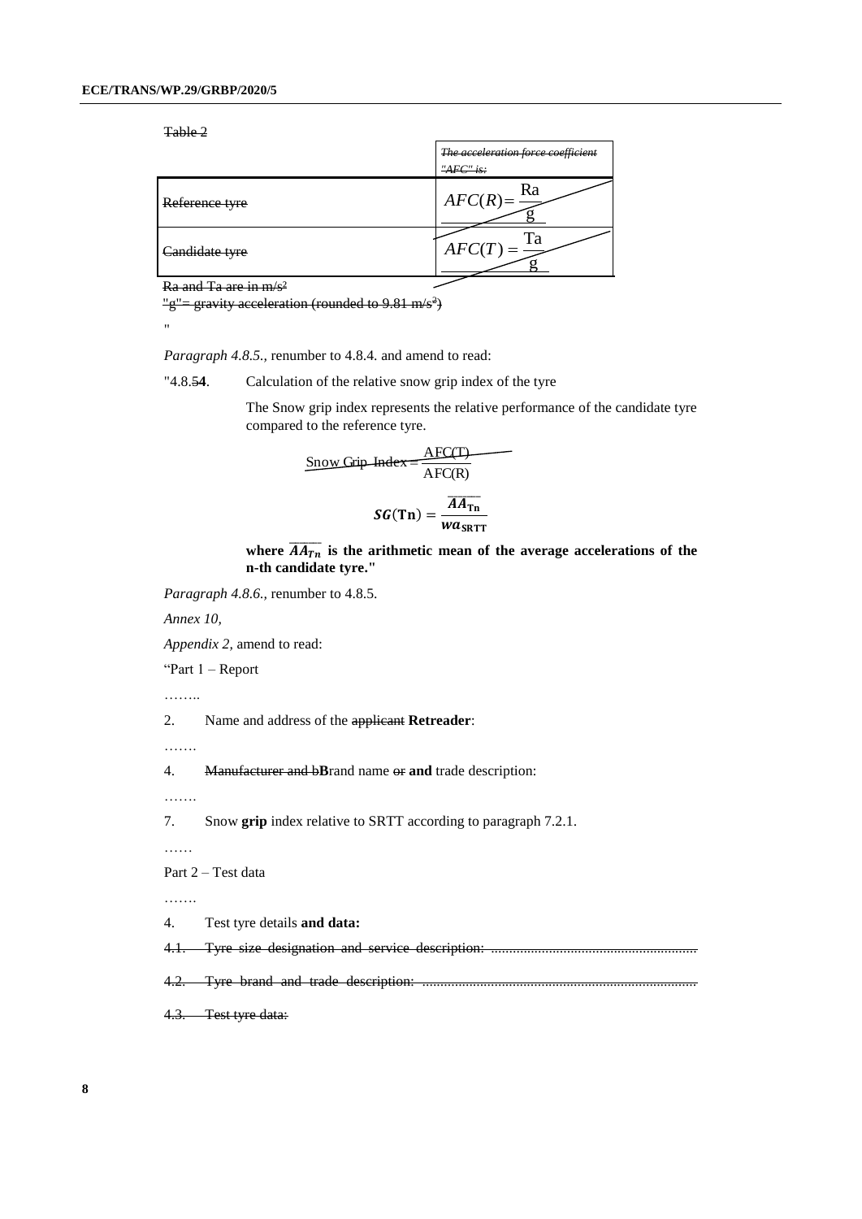~~Table 2~~

| | ~~*The acceleration force coefficient "AFC" is:*~~ |
|---|---|
| ~~Reference tyre~~ | ~~$AFC(R) = \frac{Ra}{g}$~~ |
| ~~Candidate tyre~~ | ~~$AFC(T) = \frac{Ta}{g}$~~ |

~~Ra and Ta are in m/s²~~

~~"g"= gravity acceleration (rounded to 9.81 m/s²)~~

"

*Paragraph 4.8.5.,* renumber to 4.8.4. and amend to read:

"4.8.~~5~~**4**. Calculation of the relative snow grip index of the tyre

The Snow grip index represents the relative performance of the candidate tyre compared to the reference tyre.

~~$$\text{Snow Grip Index} = \frac{AFC(T)}{AFC(R)}$$~~

$$\boldsymbol{SG(\mathbf{Tn}) = \frac{\overline{AA_{\mathbf{Tn}}}}{wa_{\mathbf{SRTT}}}}$$

**where $\overline{AA_{Tn}}$ is the arithmetic mean of the average accelerations of the n-th candidate tyre."**

*Paragraph 4.8.6.,* renumber to 4.8.5.

*Annex 10,*

*Appendix 2,* amend to read:

"Part 1 – Report

……..

2. Name and address of the ~~applicant~~ **Retreader**:

…….

4. ~~Manufacturer and b~~**B**rand name ~~or~~ **and** trade description:

…….

7. Snow **grip** index relative to SRTT according to paragraph 7.2.1.

……

Part 2 – Test data

…….

4. Test tyre details **and data:**

~~4.1. Tyre size designation and service description: ........................................................~~

~~4.2. Tyre brand and trade description: ...........................................................................~~

~~4.3. Test tyre data:~~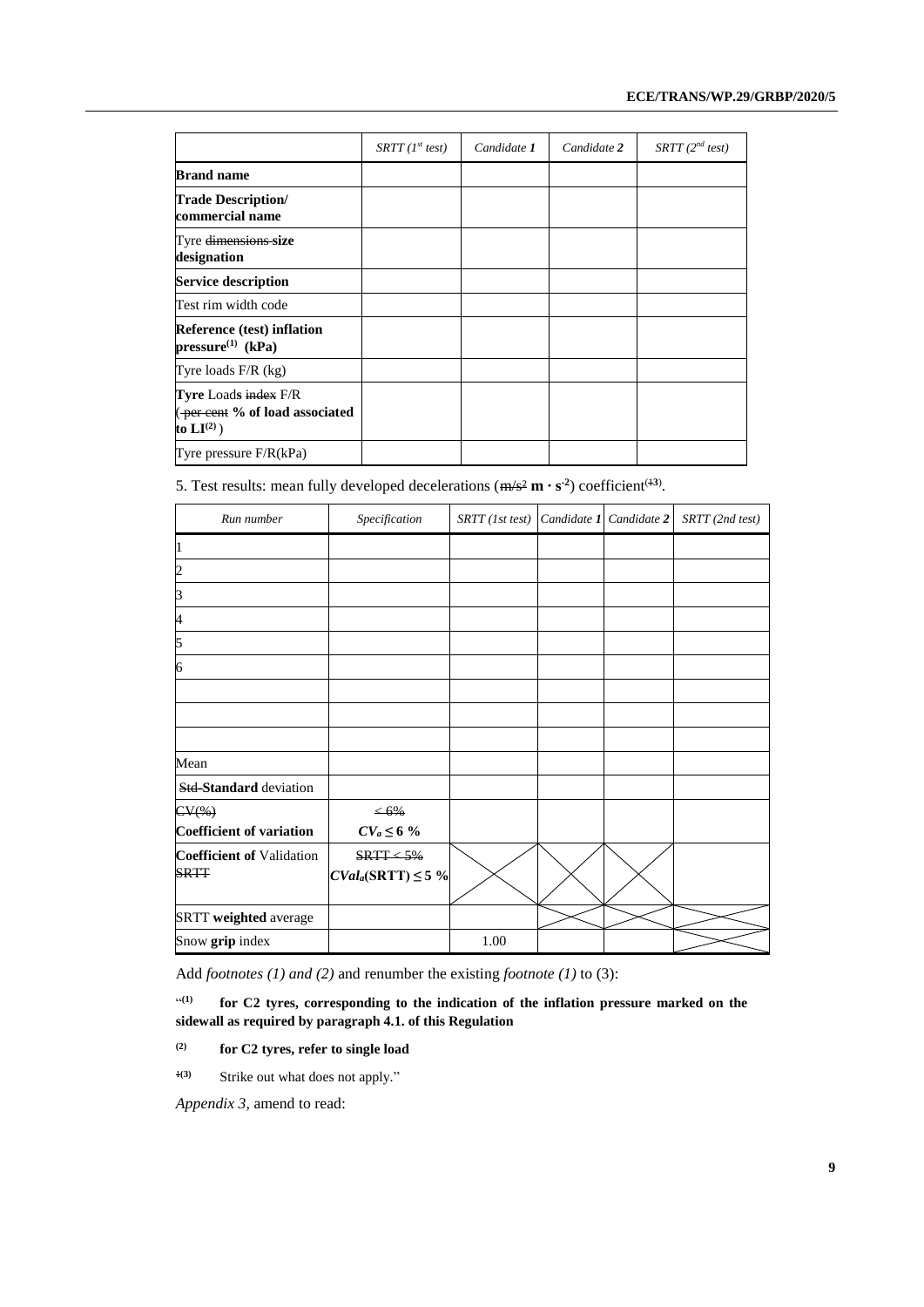|  | SRTT (1st test) | Candidate 1 | Candidate 2 | SRTT (2nd test) |
|---|---|---|---|---|
| **Brand name** |  |  |  |  |
| **Trade Description/ commercial name** |  |  |  |  |
| Tyre ~~dimensions~~ **size designation** |  |  |  |  |
| **Service description** |  |  |  |  |
| Test rim width code |  |  |  |  |
| **Reference (test) inflation pressure(1) (kPa)** |  |  |  |  |
| Tyre loads F/R (kg) |  |  |  |  |
| **Tyre** Load**s** ~~index~~ F/R (~~per cent~~ **% of load associated to LI(2)**) |  |  |  |  |
| Tyre pressure F/R(kPa) |  |  |  |  |

5. Test results: mean fully developed decelerations (~~m/s²~~ **m · s$^{-2}$**) coefficient(~~1~~**3**).

| Run number | Specification | SRTT (1st test) | Candidate 1 | Candidate 2 | SRTT (2nd test) |
|---|---|---|---|---|---|
| 1 |  |  |  |  |  |
| 2 |  |  |  |  |  |
| 3 |  |  |  |  |  |
| 4 |  |  |  |  |  |
| 5 |  |  |  |  |  |
| 6 |  |  |  |  |  |
|  |  |  |  |  |  |
|  |  |  |  |  |  |
|  |  |  |  |  |  |
| Mean |  |  |  |  |  |
| ~~Std~~ **Standard** deviation |  |  |  |  |  |
| ~~CV(%)~~ **Coefficient of variation** | ~~≤ 6%~~ **$CV_a \leq 6$ %** |  |  |  |  |
| **Coefficient of** Validation ~~SRTT~~ | ~~SRTT ≤ 5%~~ **$CVal_a$(SRTT) ≤ 5 %** | X | X | X |  |
| SRTT **weighted** average |  |  | X | X | X |
| Snow **grip** index |  | 1.00 |  |  | X |

Add *footnotes (1) and (2)* and renumber the existing *footnote (1)* to (3):

"**(1) for C2 tyres, corresponding to the indication of the inflation pressure marked on the sidewall as required by paragraph 4.1. of this Regulation**

**(2) for C2 tyres, refer to single load**

~~1~~**(3)** Strike out what does not apply."

*Appendix 3,* amend to read: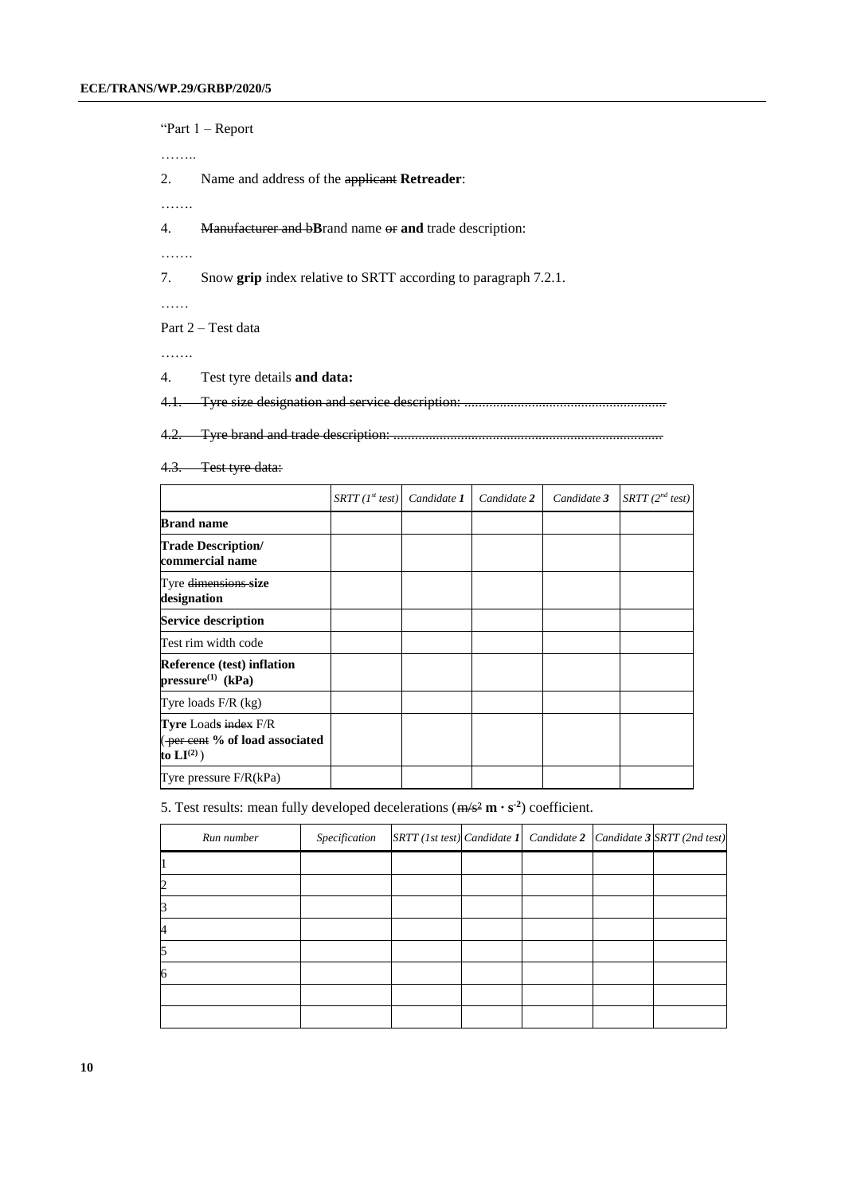"Part 1 – Report

……..

2. Name and address of the ~~applicant~~ **Retreader**:

…….

4. ~~Manufacturer and b~~**B**rand name ~~or~~ **and** trade description:

…….

7. Snow **grip** index relative to SRTT according to paragraph 7.2.1.

……

Part 2 – Test data

…….

4. Test tyre details **and data:**

~~4.1. Tyre size designation and service description: ........................................................~~

~~4.2. Tyre brand and trade description: ...........................................................................~~

~~4.3. Test tyre data:~~

| | *SRTT (1st test)* | *Candidate* ***1*** | *Candidate* ***2*** | *Candidate* ***3*** | *SRTT (2nd test)* |
|---|---|---|---|---|---|
| **Brand name** | | | | | |
| **Trade Description/ commercial name** | | | | | |
| Tyre ~~dimensions~~ **size designation** | | | | | |
| **Service description** | | | | | |
| Test rim width code | | | | | |
| **Reference (test) inflation pressure[(1)] (kPa)** | | | | | |
| Tyre loads F/R (kg) | | | | | |
| **Tyre** Load**s** ~~index~~ F/R (~~per cent~~ **% of load associated to LI[(2)]**) | | | | | |
| Tyre pressure F/R(kPa) | | | | | |

5. Test results: mean fully developed decelerations (~~m/s²~~ $\mathbf{m \cdot s^{-2}}$) coefficient.

| *Run number* | *Specification* | *SRTT (1st test)* | *Candidate* ***1*** | *Candidate* ***2*** | *Candidate* ***3*** | *SRTT (2nd test)* |
|---|---|---|---|---|---|---|
| 1 | | | | | | |
| 2 | | | | | | |
| 3 | | | | | | |
| 4 | | | | | | |
| 5 | | | | | | |
| 6 | | | | | | |
| | | | | | | |
| | | | | | | |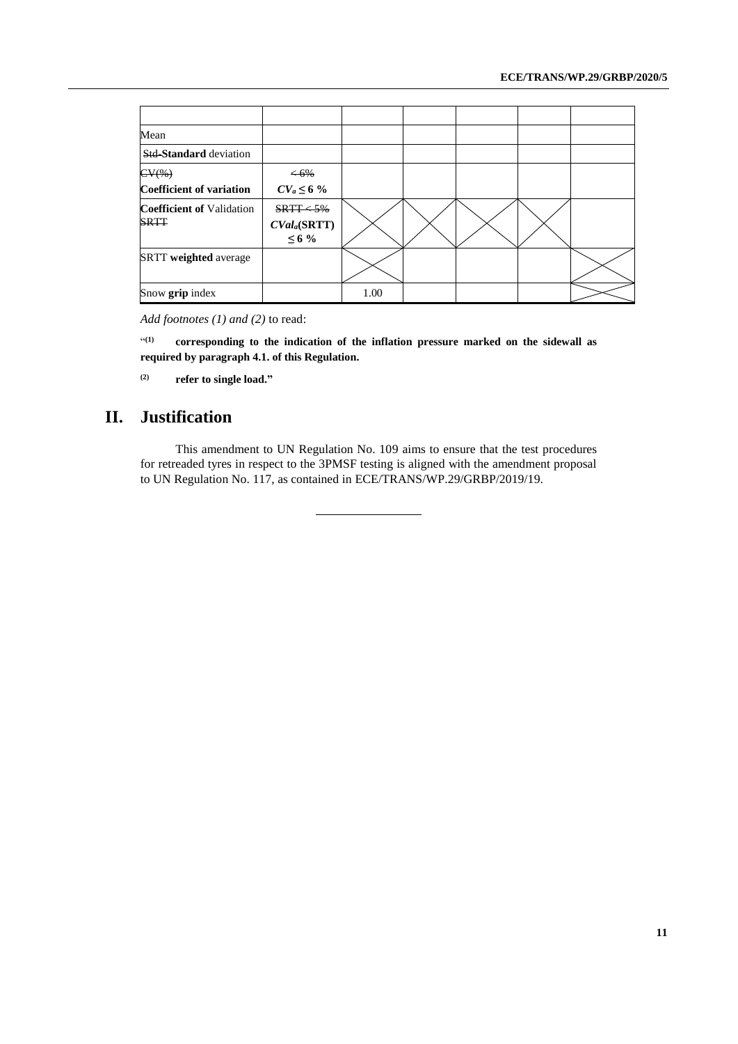| | | | | | | |
|---|---|---|---|---|---|---|
| | | | | | | |
| Mean | | | | | | |
| ~~Std~~ **Standard** deviation | | | | | | |
| ~~CV(%)~~ **Coefficient of variation** | ~~< 6%~~ $CV_a \leq 6$ **%** | | | | | |
| **Coefficient of** Validation ~~SRTT~~ | ~~SRTT < 5%~~ $CVal_a$**(SRTT)** $\leq 6$ **%** | X | X | X | X | |
| SRTT **weighted** average | | X | | | | X |
| Snow **grip** index | | 1.00 | | | | X |

*Add footnotes (1) and (2)* to read:

"(1) **corresponding to the indication of the inflation pressure marked on the sidewall as required by paragraph 4.1. of this Regulation.**

(2) **refer to single load.**"

# II. Justification

This amendment to UN Regulation No. 109 aims to ensure that the test procedures for retreaded tyres in respect to the 3PMSF testing is aligned with the amendment proposal to UN Regulation No. 117, as contained in ECE/TRANS/WP.29/GRBP/2019/19.